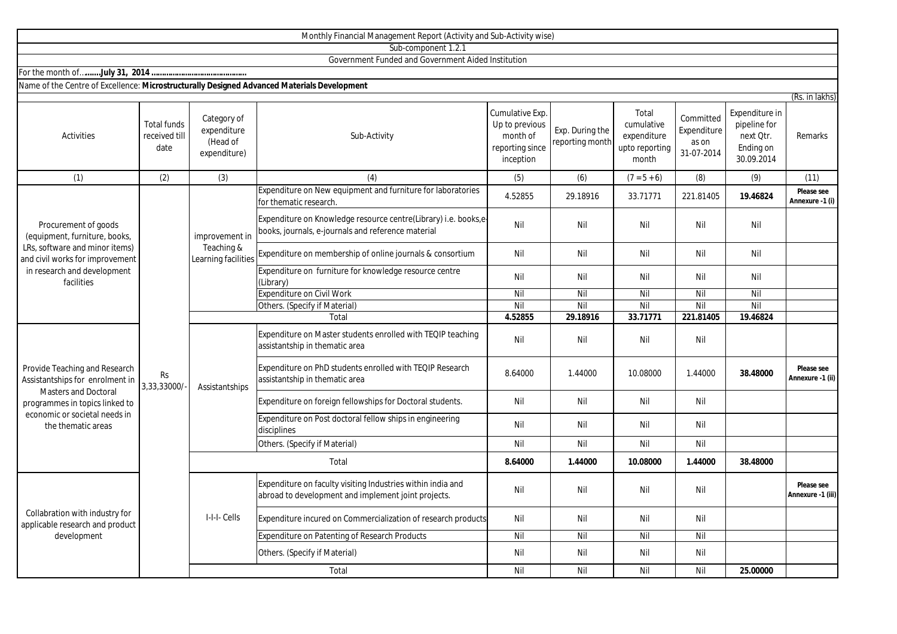Monthly Financial Management Report (Activity and Sub-Activity wise)

Sub-component 1.2.1

Government Funded and Government Aided Institution

For the month of...**.....July 31, 2014 ..........................................**

Name of the Centre of Excellence: **Microstructurally Designed Advanced Materials Development**

(Rs. in lakhs)

| Activities | Total funds received till date | Category of expenditure (Head of expenditure) | Sub-Activity | Cumulative Exp. Up to previous month of reporting since inception | Exp. During the reporting month | Total cumulative expenditure upto reporting month | Committed Expenditure as on 31-07-2014 | Expenditure in pipeline for next Qtr. Ending on 30.09.2014 | Remarks |
|---|---|---|---|---|---|---|---|---|---|
| (1) | (2) | (3) | (4) | (5) | (6) | (7 = 5 + 6) | (8) | (9) | (11) |
| Procurement of goods (equipment, furniture, books, LRs, software and minor items) and civil works for improvement in research and development facilities | Rs 3,33,33000/- | improvement in Teaching & Learning facilities | Expenditure on New equipment and furniture for laboratories for thematic research. | 4.52855 | 29.18916 | 33.71771 | 221.81405 | **19.46824** | **Please see Annexure -1 (i)** |
| | | | Expenditure on Knowledge resource centre(Library) i.e. books,e-books, journals, e-journals and reference material | Nil | Nil | Nil | Nil | Nil | |
| | | | Expenditure on membership of online journals & consortium | Nil | Nil | Nil | Nil | Nil | |
| | | | Expenditure on furniture for knowledge resource centre (Library) | Nil | Nil | Nil | Nil | Nil | |
| | | | Expenditure on Civil Work | Nil | Nil | Nil | Nil | Nil | |
| | | | Others. (Specify if Material) | Nil | Nil | Nil | Nil | Nil | |
| | | | Total | **4.52855** | **29.18916** | **33.71771** | **221.81405** | **19.46824** | |
| Provide Teaching and Research Assistantships for enrolment in Masters and Doctoral programmes in topics linked to economic or societal needs in the thematic areas | | Assistantships | Expenditure on Master students enrolled with TEQIP teaching assistantship in thematic area | Nil | Nil | Nil | Nil | | |
| | | | Expenditure on PhD students enrolled with TEQIP Research assistantship in thematic area | 8.64000 | 1.44000 | 10.08000 | 1.44000 | **38.48000** | **Please see Annexure -1 (ii)** |
| | | | Expenditure on foreign fellowships for Doctoral students. | Nil | Nil | Nil | Nil | | |
| | | | Expenditure on Post doctoral fellow ships in engineering disciplines | Nil | Nil | Nil | Nil | | |
| | | | Others. (Specify if Material) | Nil | Nil | Nil | Nil | | |
| | | | Total | **8.64000** | **1.44000** | **10.08000** | **1.44000** | **38.48000** | |
| Collabration with industry for applicable research and product development | | I-I-I- Cells | Expenditure on faculty visiting Industries within india and abroad to development and implement joint projects. | Nil | Nil | Nil | Nil | | **Please see Annexure -1 (iii)** |
| | | | Expenditure incured on Commercialization of research products | Nil | Nil | Nil | Nil | | |
| | | | Expenditure on Patenting of Research Products | Nil | Nil | Nil | Nil | | |
| | | | Others. (Specify if Material) | Nil | Nil | Nil | Nil | | |
| | | | Total | Nil | Nil | Nil | Nil | **25.00000** | |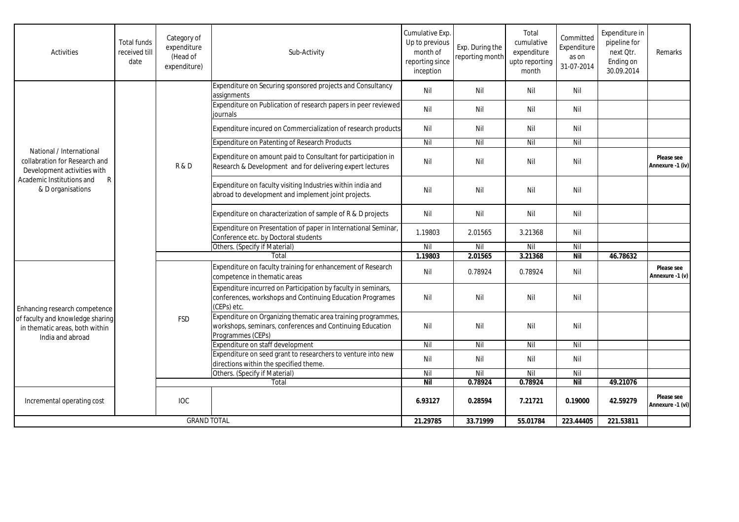| Activities | Total funds received till date | Category of expenditure (Head of expenditure) | Sub-Activity | Cumulative Exp. Up to previous month of reporting since inception | Exp. During the reporting month | Total cumulative expenditure upto reporting month | Committed Expenditure as on 31-07-2014 | Expenditure in pipeline for next Qtr. Ending on 30.09.2014 | Remarks |
|---|---|---|---|---|---|---|---|---|---|
| National / International collabration for Research and Development activities with Academic Institutions and R & D organisations | | R & D | Expenditure on Securing sponsored projects and Consultancy assignments | Nil | Nil | Nil | Nil | | |
| | | | Expenditure on Publication of research papers in peer reviewed journals | Nil | Nil | Nil | Nil | | |
| | | | Expenditure incured on Commercialization of research products | Nil | Nil | Nil | Nil | | |
| | | | Expenditure on Patenting of Research Products | Nil | Nil | Nil | Nil | | |
| | | | Expenditure on amount paid to Consultant for participation in Research & Development and for delivering expert lectures | Nil | Nil | Nil | Nil | | **Please see Annexure -1 (iv)** |
| | | | Expenditure on faculty visiting Industries within india and abroad to development and implement joint projects. | Nil | Nil | Nil | Nil | | |
| | | | Expenditure on characterization of sample of R & D projects | Nil | Nil | Nil | Nil | | |
| | | | Expenditure on Presentation of paper in International Seminar, Conference etc. by Doctoral students | 1.19803 | 2.01565 | 3.21368 | Nil | | |
| | | | Others. (Specify if Material) | Nil | Nil | Nil | Nil | | |
| | | Total | | **1.19803** | **2.01565** | **3.21368** | **Nil** | **46.78632** | |
| Enhancing research competence of faculty and knowledge sharing in thematic areas, both within India and abroad | | FSD | Expenditure on faculty training for enhancement of Research competence in thematic areas | Nil | 0.78924 | 0.78924 | Nil | | **Please see Annexure -1 (v)** |
| | | | Expenditure incurred on Participation by faculty in seminars, conferences, workshops and Continuing Education Programes (CEPs) etc. | Nil | Nil | Nil | Nil | | |
| | | | Expenditure on Organizing thematic area training programmes, workshops, seminars, conferences and Continuing Education Programmes (CEPs) | Nil | Nil | Nil | Nil | | |
| | | | Expenditure on staff development | Nil | Nil | Nil | Nil | | |
| | | | Expenditure on seed grant to researchers to venture into new directions within the specified theme. | Nil | Nil | Nil | Nil | | |
| | | | Others. (Specify if Material) | Nil | Nil | Nil | Nil | | |
| | | Total | | **Nil** | **0.78924** | **0.78924** | **Nil** | **49.21076** | |
| Incremental operating cost | | IOC | | **6.93127** | **0.28594** | **7.21721** | **0.19000** | **42.59279** | **Please see Annexure -1 (vi)** |
| GRAND TOTAL | | | | **21.29785** | **33.71999** | **55.01784** | **223.44405** | **221.53811** | |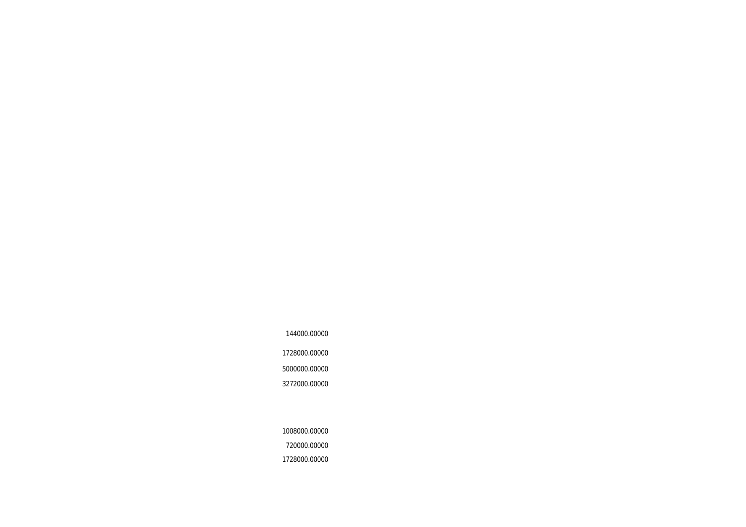144000.00000

1728000.00000

5000000.00000

3272000.00000

1008000.00000

720000.00000

1728000.00000